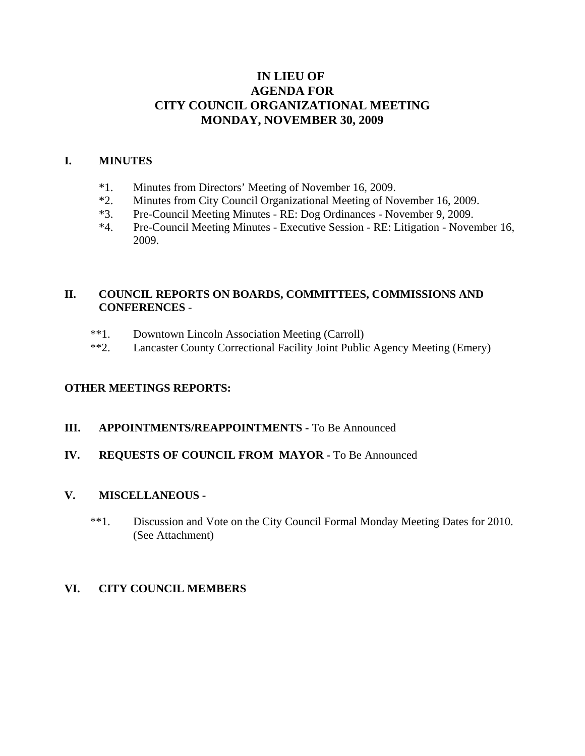# IN LIEU OF
# AGENDA FOR
# CITY COUNCIL ORGANIZATIONAL MEETING
# MONDAY, NOVEMBER 30, 2009

## I. MINUTES

*1. Minutes from Directors' Meeting of November 16, 2009.
*2. Minutes from City Council Organizational Meeting of November 16, 2009.
*3. Pre-Council Meeting Minutes - RE: Dog Ordinances - November 9, 2009.
*4. Pre-Council Meeting Minutes - Executive Session - RE: Litigation - November 16, 2009.

## II. COUNCIL REPORTS ON BOARDS, COMMITTEES, COMMISSIONS AND CONFERENCES -

**1. Downtown Lincoln Association Meeting (Carroll)
**2. Lancaster County Correctional Facility Joint Public Agency Meeting (Emery)

## OTHER MEETINGS REPORTS:

## III. APPOINTMENTS/REAPPOINTMENTS - To Be Announced

## IV. REQUESTS OF COUNCIL FROM MAYOR - To Be Announced

## V. MISCELLANEOUS -

**1. Discussion and Vote on the City Council Formal Monday Meeting Dates for 2010. (See Attachment)

## VI. CITY COUNCIL MEMBERS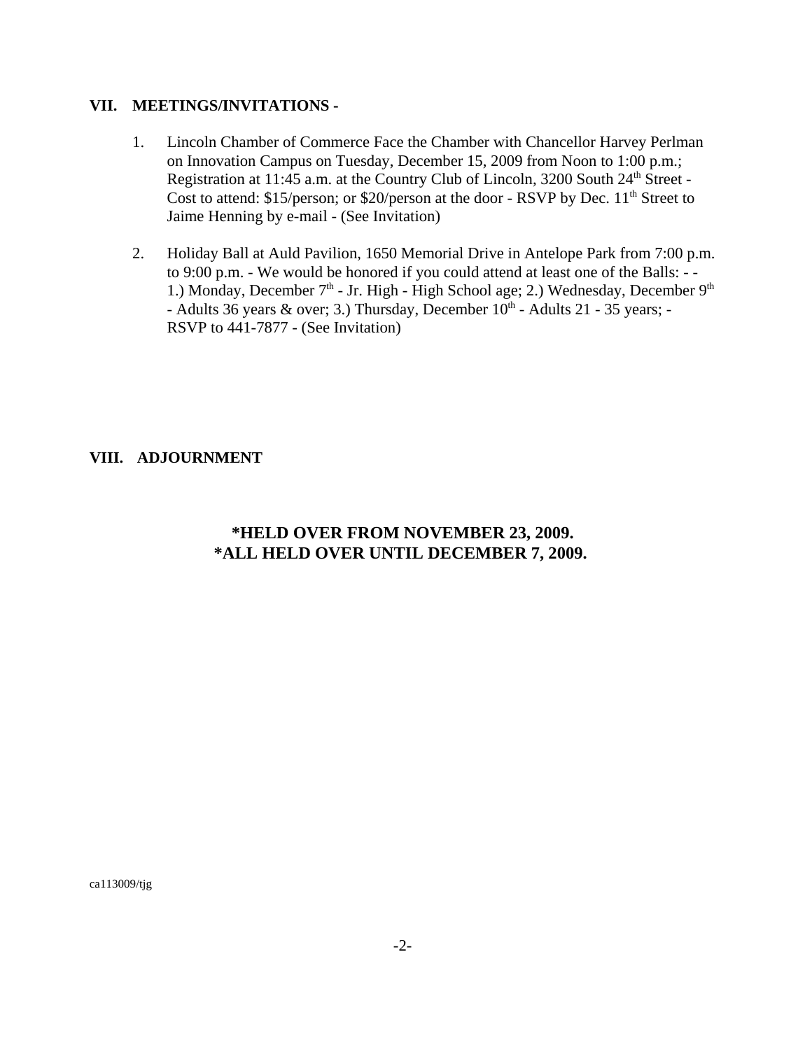## VII. MEETINGS/INVITATIONS -

1. Lincoln Chamber of Commerce Face the Chamber with Chancellor Harvey Perlman on Innovation Campus on Tuesday, December 15, 2009 from Noon to 1:00 p.m.; Registration at 11:45 a.m. at the Country Club of Lincoln, 3200 South 24th Street - Cost to attend: $15/person; or $20/person at the door - RSVP by Dec. 11th Street to Jaime Henning by e-mail - (See Invitation)

2. Holiday Ball at Auld Pavilion, 1650 Memorial Drive in Antelope Park from 7:00 p.m. to 9:00 p.m. - We would be honored if you could attend at least one of the Balls: - - 1.) Monday, December 7th - Jr. High - High School age; 2.) Wednesday, December 9th - Adults 36 years & over; 3.) Thursday, December 10th - Adults 21 - 35 years; - RSVP to 441-7877 - (See Invitation)

## VIII. ADJOURNMENT

**\*HELD OVER FROM NOVEMBER 23, 2009.**
**\*ALL HELD OVER UNTIL DECEMBER 7, 2009.**

ca113009/tjg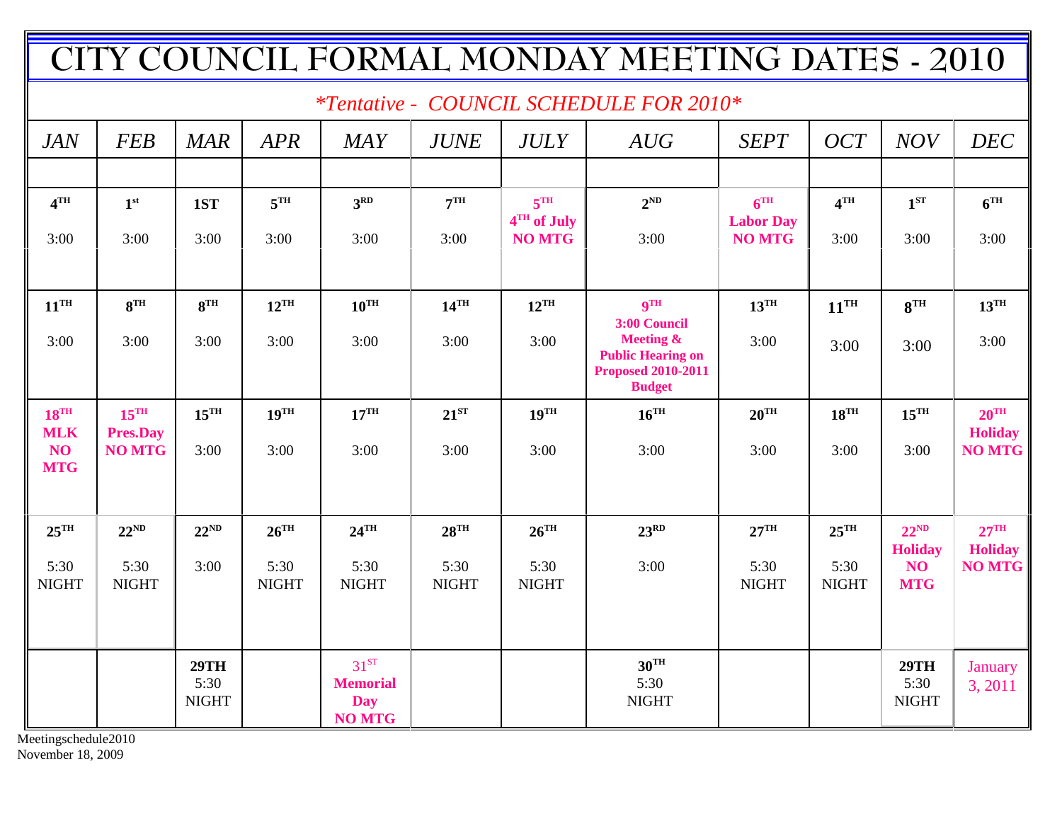# CITY COUNCIL FORMAL MONDAY MEETING DATES - 2010

*\*Tentative - COUNCIL SCHEDULE FOR 2010\**

| *JAN* | *FEB* | *MAR* | *APR* | *MAY* | *JUNE* | *JULY* | *AUG* | *SEPT* | *OCT* | *NOV* | *DEC* |
|---|---|---|---|---|---|---|---|---|---|---|---|
| | | | | | | | | | | | |
| **4TH** 3:00 | **1st** 3:00 | **1ST** 3:00 | **5TH** 3:00 | **3RD** 3:00 | **7TH** 3:00 | **5TH 4TH of July NO MTG** | **2ND** 3:00 | **6TH Labor Day NO MTG** | **4TH** 3:00 | **1ST** 3:00 | **6TH** 3:00 |
| **11TH** 3:00 | **8TH** 3:00 | **8TH** 3:00 | **12TH** 3:00 | **10TH** 3:00 | **14TH** 3:00 | **12TH** 3:00 | **9TH 3:00 Council Meeting & Public Hearing on Proposed 2010-2011 Budget** | **13TH** 3:00 | **11TH** 3:00 | **8TH** 3:00 | **13TH** 3:00 |
| **18TH MLK NO MTG** | **15TH Pres.Day NO MTG** | **15TH** 3:00 | **19TH** 3:00 | **17TH** 3:00 | **21ST** 3:00 | **19TH** 3:00 | **16TH** 3:00 | **20TH** 3:00 | **18TH** 3:00 | **15TH** 3:00 | **20TH Holiday NO MTG** |
| **25TH** 5:30 NIGHT | **22ND** 5:30 NIGHT | **22ND** 3:00 | **26TH** 5:30 NIGHT | **24TH** 5:30 NIGHT | **28TH** 5:30 NIGHT | **26TH** 5:30 NIGHT | **23RD** 3:00 | **27TH** 5:30 NIGHT | **25TH** 5:30 NIGHT | **22ND Holiday NO MTG** | **27TH Holiday NO MTG** |
| | | **29TH** 5:30 NIGHT | | 31ST **Memorial Day NO MTG** | | | **30TH** 5:30 NIGHT | | | **29TH** 5:30 NIGHT | January 3, 2011 |

Meetingschedule2010
November 18, 2009